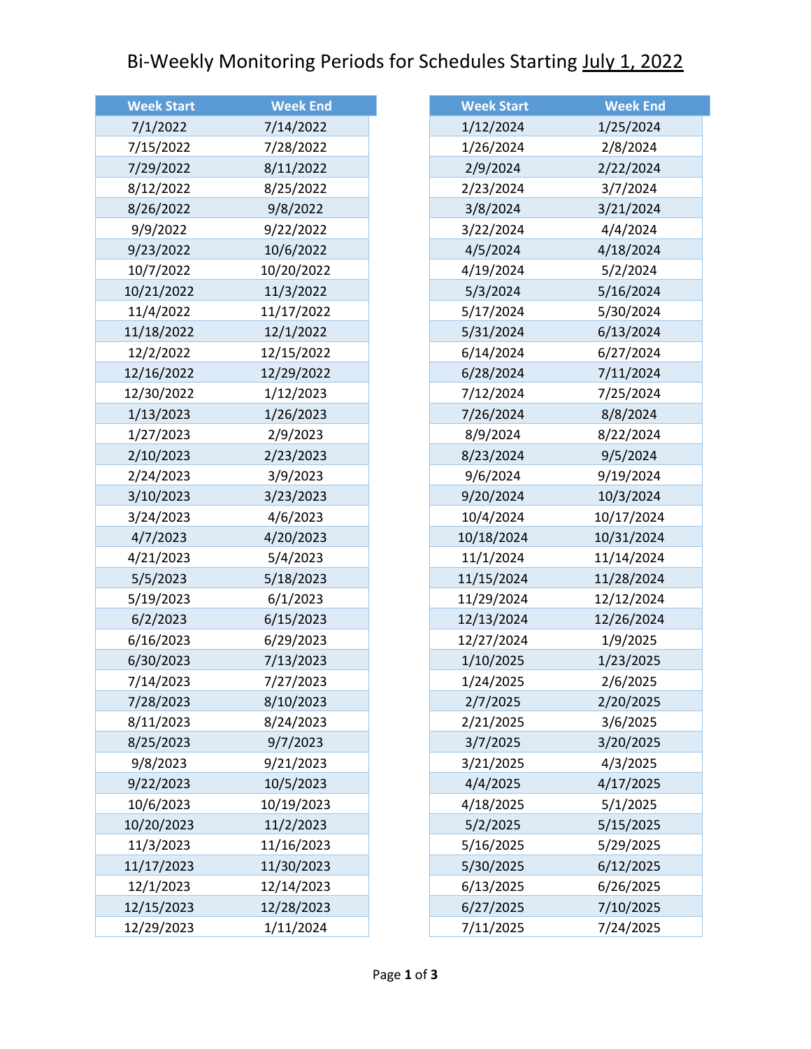# Bi-Weekly Monitoring Periods for Schedules Starting July 1, 2022

| Week Start | Week End |
|---|---|
| 7/1/2022 | 7/14/2022 |
| 7/15/2022 | 7/28/2022 |
| 7/29/2022 | 8/11/2022 |
| 8/12/2022 | 8/25/2022 |
| 8/26/2022 | 9/8/2022 |
| 9/9/2022 | 9/22/2022 |
| 9/23/2022 | 10/6/2022 |
| 10/7/2022 | 10/20/2022 |
| 10/21/2022 | 11/3/2022 |
| 11/4/2022 | 11/17/2022 |
| 11/18/2022 | 12/1/2022 |
| 12/2/2022 | 12/15/2022 |
| 12/16/2022 | 12/29/2022 |
| 12/30/2022 | 1/12/2023 |
| 1/13/2023 | 1/26/2023 |
| 1/27/2023 | 2/9/2023 |
| 2/10/2023 | 2/23/2023 |
| 2/24/2023 | 3/9/2023 |
| 3/10/2023 | 3/23/2023 |
| 3/24/2023 | 4/6/2023 |
| 4/7/2023 | 4/20/2023 |
| 4/21/2023 | 5/4/2023 |
| 5/5/2023 | 5/18/2023 |
| 5/19/2023 | 6/1/2023 |
| 6/2/2023 | 6/15/2023 |
| 6/16/2023 | 6/29/2023 |
| 6/30/2023 | 7/13/2023 |
| 7/14/2023 | 7/27/2023 |
| 7/28/2023 | 8/10/2023 |
| 8/11/2023 | 8/24/2023 |
| 8/25/2023 | 9/7/2023 |
| 9/8/2023 | 9/21/2023 |
| 9/22/2023 | 10/5/2023 |
| 10/6/2023 | 10/19/2023 |
| 10/20/2023 | 11/2/2023 |
| 11/3/2023 | 11/16/2023 |
| 11/17/2023 | 11/30/2023 |
| 12/1/2023 | 12/14/2023 |
| 12/15/2023 | 12/28/2023 |
| 12/29/2023 | 1/11/2024 |
| 1/12/2024 | 1/25/2024 |
| 1/26/2024 | 2/8/2024 |
| 2/9/2024 | 2/22/2024 |
| 2/23/2024 | 3/7/2024 |
| 3/8/2024 | 3/21/2024 |
| 3/22/2024 | 4/4/2024 |
| 4/5/2024 | 4/18/2024 |
| 4/19/2024 | 5/2/2024 |
| 5/3/2024 | 5/16/2024 |
| 5/17/2024 | 5/30/2024 |
| 5/31/2024 | 6/13/2024 |
| 6/14/2024 | 6/27/2024 |
| 6/28/2024 | 7/11/2024 |
| 7/12/2024 | 7/25/2024 |
| 7/26/2024 | 8/8/2024 |
| 8/9/2024 | 8/22/2024 |
| 8/23/2024 | 9/5/2024 |
| 9/6/2024 | 9/19/2024 |
| 9/20/2024 | 10/3/2024 |
| 10/4/2024 | 10/17/2024 |
| 10/18/2024 | 10/31/2024 |
| 11/1/2024 | 11/14/2024 |
| 11/15/2024 | 11/28/2024 |
| 11/29/2024 | 12/12/2024 |
| 12/13/2024 | 12/26/2024 |
| 12/27/2024 | 1/9/2025 |
| 1/10/2025 | 1/23/2025 |
| 1/24/2025 | 2/6/2025 |
| 2/7/2025 | 2/20/2025 |
| 2/21/2025 | 3/6/2025 |
| 3/7/2025 | 3/20/2025 |
| 3/21/2025 | 4/3/2025 |
| 4/4/2025 | 4/17/2025 |
| 4/18/2025 | 5/1/2025 |
| 5/2/2025 | 5/15/2025 |
| 5/16/2025 | 5/29/2025 |
| 5/30/2025 | 6/12/2025 |
| 6/13/2025 | 6/26/2025 |
| 6/27/2025 | 7/10/2025 |
| 7/11/2025 | 7/24/2025 |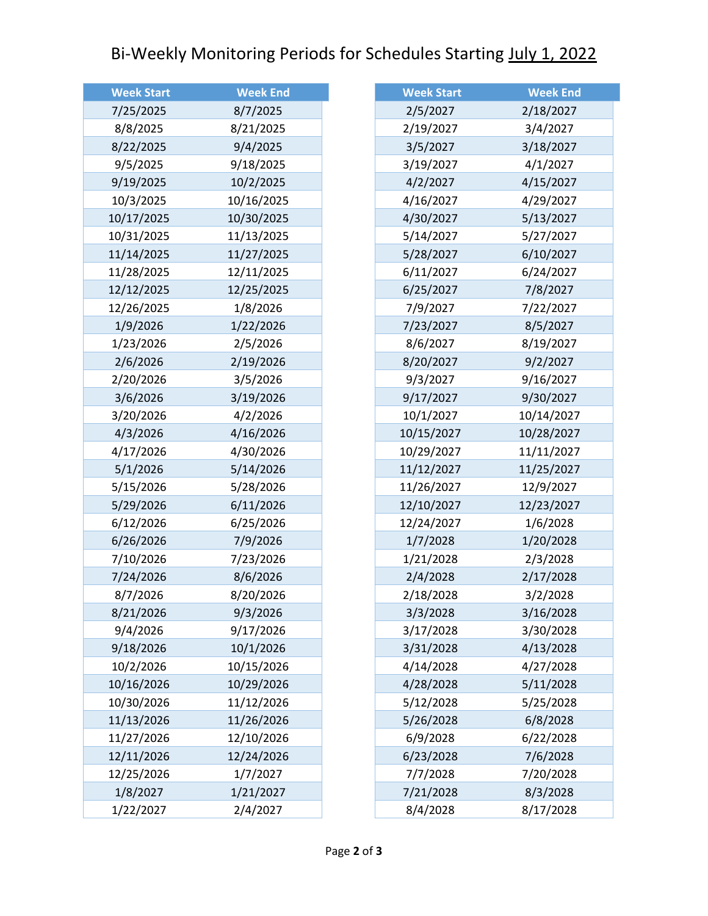# Bi-Weekly Monitoring Periods for Schedules Starting July 1, 2022

| Week Start | Week End |
|---|---|
| 7/25/2025 | 8/7/2025 |
| 8/8/2025 | 8/21/2025 |
| 8/22/2025 | 9/4/2025 |
| 9/5/2025 | 9/18/2025 |
| 9/19/2025 | 10/2/2025 |
| 10/3/2025 | 10/16/2025 |
| 10/17/2025 | 10/30/2025 |
| 10/31/2025 | 11/13/2025 |
| 11/14/2025 | 11/27/2025 |
| 11/28/2025 | 12/11/2025 |
| 12/12/2025 | 12/25/2025 |
| 12/26/2025 | 1/8/2026 |
| 1/9/2026 | 1/22/2026 |
| 1/23/2026 | 2/5/2026 |
| 2/6/2026 | 2/19/2026 |
| 2/20/2026 | 3/5/2026 |
| 3/6/2026 | 3/19/2026 |
| 3/20/2026 | 4/2/2026 |
| 4/3/2026 | 4/16/2026 |
| 4/17/2026 | 4/30/2026 |
| 5/1/2026 | 5/14/2026 |
| 5/15/2026 | 5/28/2026 |
| 5/29/2026 | 6/11/2026 |
| 6/12/2026 | 6/25/2026 |
| 6/26/2026 | 7/9/2026 |
| 7/10/2026 | 7/23/2026 |
| 7/24/2026 | 8/6/2026 |
| 8/7/2026 | 8/20/2026 |
| 8/21/2026 | 9/3/2026 |
| 9/4/2026 | 9/17/2026 |
| 9/18/2026 | 10/1/2026 |
| 10/2/2026 | 10/15/2026 |
| 10/16/2026 | 10/29/2026 |
| 10/30/2026 | 11/12/2026 |
| 11/13/2026 | 11/26/2026 |
| 11/27/2026 | 12/10/2026 |
| 12/11/2026 | 12/24/2026 |
| 12/25/2026 | 1/7/2027 |
| 1/8/2027 | 1/21/2027 |
| 1/22/2027 | 2/4/2027 |
| 2/5/2027 | 2/18/2027 |
| 2/19/2027 | 3/4/2027 |
| 3/5/2027 | 3/18/2027 |
| 3/19/2027 | 4/1/2027 |
| 4/2/2027 | 4/15/2027 |
| 4/16/2027 | 4/29/2027 |
| 4/30/2027 | 5/13/2027 |
| 5/14/2027 | 5/27/2027 |
| 5/28/2027 | 6/10/2027 |
| 6/11/2027 | 6/24/2027 |
| 6/25/2027 | 7/8/2027 |
| 7/9/2027 | 7/22/2027 |
| 7/23/2027 | 8/5/2027 |
| 8/6/2027 | 8/19/2027 |
| 8/20/2027 | 9/2/2027 |
| 9/3/2027 | 9/16/2027 |
| 9/17/2027 | 9/30/2027 |
| 10/1/2027 | 10/14/2027 |
| 10/15/2027 | 10/28/2027 |
| 10/29/2027 | 11/11/2027 |
| 11/12/2027 | 11/25/2027 |
| 11/26/2027 | 12/9/2027 |
| 12/10/2027 | 12/23/2027 |
| 12/24/2027 | 1/6/2028 |
| 1/7/2028 | 1/20/2028 |
| 1/21/2028 | 2/3/2028 |
| 2/4/2028 | 2/17/2028 |
| 2/18/2028 | 3/2/2028 |
| 3/3/2028 | 3/16/2028 |
| 3/17/2028 | 3/30/2028 |
| 3/31/2028 | 4/13/2028 |
| 4/14/2028 | 4/27/2028 |
| 4/28/2028 | 5/11/2028 |
| 5/12/2028 | 5/25/2028 |
| 5/26/2028 | 6/8/2028 |
| 6/9/2028 | 6/22/2028 |
| 6/23/2028 | 7/6/2028 |
| 7/7/2028 | 7/20/2028 |
| 7/21/2028 | 8/3/2028 |
| 8/4/2028 | 8/17/2028 |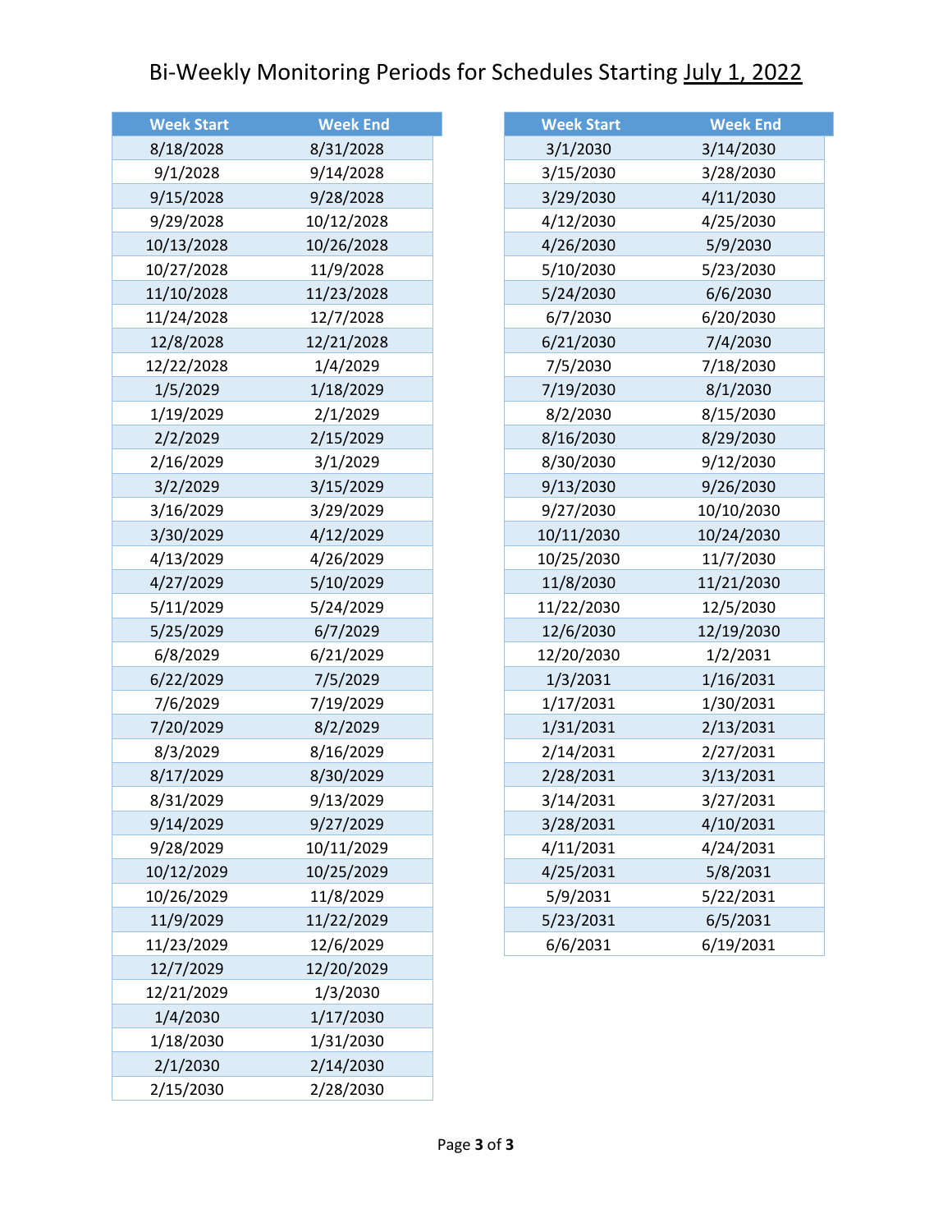# Bi-Weekly Monitoring Periods for Schedules Starting July 1, 2022

| Week Start | Week End |
|---|---|
| 8/18/2028 | 8/31/2028 |
| 9/1/2028 | 9/14/2028 |
| 9/15/2028 | 9/28/2028 |
| 9/29/2028 | 10/12/2028 |
| 10/13/2028 | 10/26/2028 |
| 10/27/2028 | 11/9/2028 |
| 11/10/2028 | 11/23/2028 |
| 11/24/2028 | 12/7/2028 |
| 12/8/2028 | 12/21/2028 |
| 12/22/2028 | 1/4/2029 |
| 1/5/2029 | 1/18/2029 |
| 1/19/2029 | 2/1/2029 |
| 2/2/2029 | 2/15/2029 |
| 2/16/2029 | 3/1/2029 |
| 3/2/2029 | 3/15/2029 |
| 3/16/2029 | 3/29/2029 |
| 3/30/2029 | 4/12/2029 |
| 4/13/2029 | 4/26/2029 |
| 4/27/2029 | 5/10/2029 |
| 5/11/2029 | 5/24/2029 |
| 5/25/2029 | 6/7/2029 |
| 6/8/2029 | 6/21/2029 |
| 6/22/2029 | 7/5/2029 |
| 7/6/2029 | 7/19/2029 |
| 7/20/2029 | 8/2/2029 |
| 8/3/2029 | 8/16/2029 |
| 8/17/2029 | 8/30/2029 |
| 8/31/2029 | 9/13/2029 |
| 9/14/2029 | 9/27/2029 |
| 9/28/2029 | 10/11/2029 |
| 10/12/2029 | 10/25/2029 |
| 10/26/2029 | 11/8/2029 |
| 11/9/2029 | 11/22/2029 |
| 11/23/2029 | 12/6/2029 |
| 12/7/2029 | 12/20/2029 |
| 12/21/2029 | 1/3/2030 |
| 1/4/2030 | 1/17/2030 |
| 1/18/2030 | 1/31/2030 |
| 2/1/2030 | 2/14/2030 |
| 2/15/2030 | 2/28/2030 |
| 3/1/2030 | 3/14/2030 |
| 3/15/2030 | 3/28/2030 |
| 3/29/2030 | 4/11/2030 |
| 4/12/2030 | 4/25/2030 |
| 4/26/2030 | 5/9/2030 |
| 5/10/2030 | 5/23/2030 |
| 5/24/2030 | 6/6/2030 |
| 6/7/2030 | 6/20/2030 |
| 6/21/2030 | 7/4/2030 |
| 7/5/2030 | 7/18/2030 |
| 7/19/2030 | 8/1/2030 |
| 8/2/2030 | 8/15/2030 |
| 8/16/2030 | 8/29/2030 |
| 8/30/2030 | 9/12/2030 |
| 9/13/2030 | 9/26/2030 |
| 9/27/2030 | 10/10/2030 |
| 10/11/2030 | 10/24/2030 |
| 10/25/2030 | 11/7/2030 |
| 11/8/2030 | 11/21/2030 |
| 11/22/2030 | 12/5/2030 |
| 12/6/2030 | 12/19/2030 |
| 12/20/2030 | 1/2/2031 |
| 1/3/2031 | 1/16/2031 |
| 1/17/2031 | 1/30/2031 |
| 1/31/2031 | 2/13/2031 |
| 2/14/2031 | 2/27/2031 |
| 2/28/2031 | 3/13/2031 |
| 3/14/2031 | 3/27/2031 |
| 3/28/2031 | 4/10/2031 |
| 4/11/2031 | 4/24/2031 |
| 4/25/2031 | 5/8/2031 |
| 5/9/2031 | 5/22/2031 |
| 5/23/2031 | 6/5/2031 |
| 6/6/2031 | 6/19/2031 |